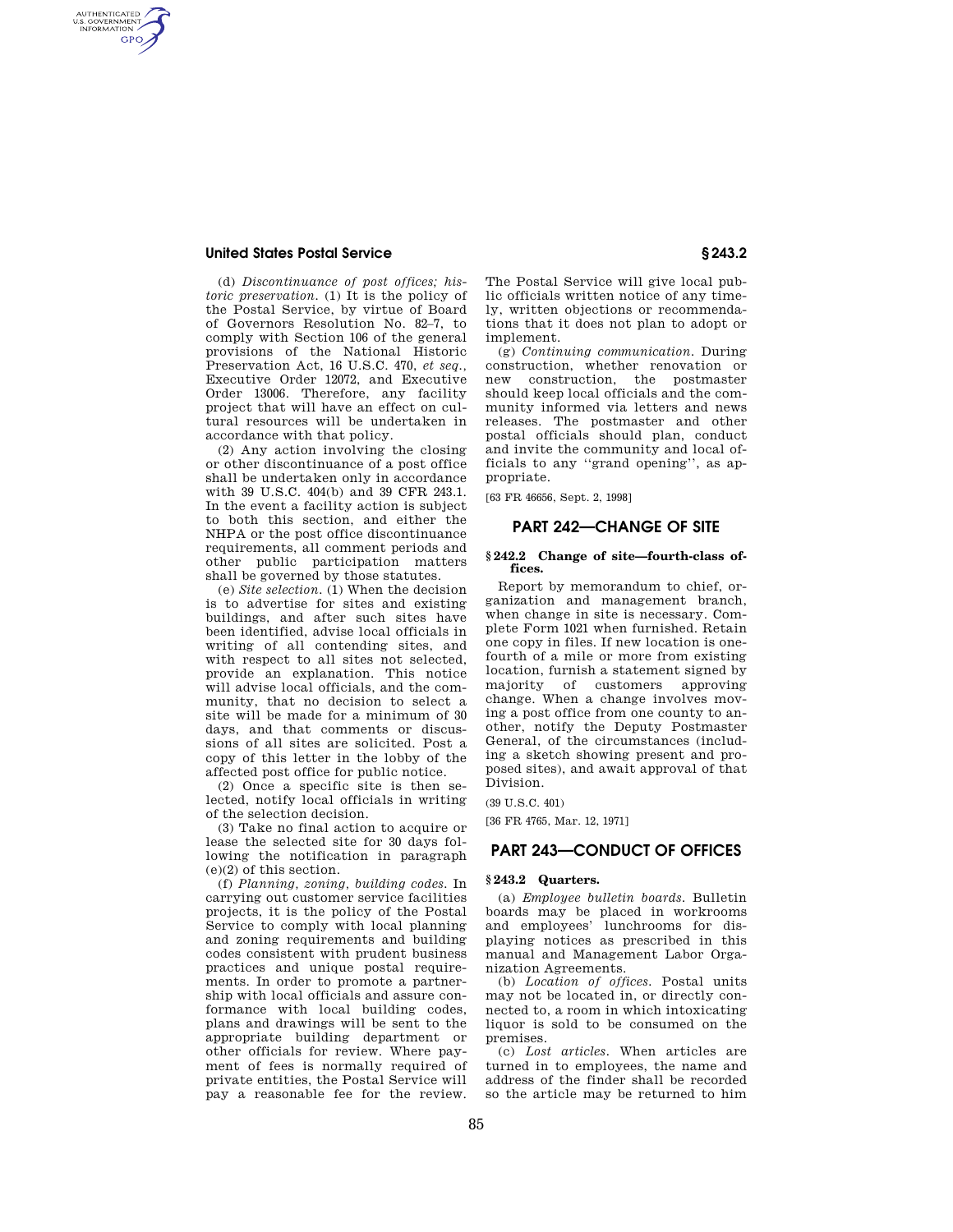(d) *Discontinuance of post offices; historic preservation.* (1) It is the policy of the Postal Service, by virtue of Board of Governors Resolution No. 82–7, to comply with Section 106 of the general provisions of the National Historic Preservation Act, 16 U.S.C. 470, *et seq.*, Executive Order 12072, and Executive Order 13006. Therefore, any facility project that will have an effect on cultural resources will be undertaken in accordance with that policy.

(2) Any action involving the closing or other discontinuance of a post office shall be undertaken only in accordance with 39 U.S.C. 404(b) and 39 CFR 243.1. In the event a facility action is subject to both this section, and either the NHPA or the post office discontinuance requirements, all comment periods and other public participation matters shall be governed by those statutes.

(e) *Site selection.* (1) When the decision is to advertise for sites and existing buildings, and after such sites have been identified, advise local officials in writing of all contending sites, and with respect to all sites not selected, provide an explanation. This notice will advise local officials, and the community, that no decision to select a site will be made for a minimum of 30 days, and that comments or discussions of all sites are solicited. Post a copy of this letter in the lobby of the affected post office for public notice.

(2) Once a specific site is then selected, notify local officials in writing of the selection decision.

(3) Take no final action to acquire or lease the selected site for 30 days following the notification in paragraph (e)(2) of this section.

(f) *Planning, zoning, building codes.* In carrying out customer service facilities projects, it is the policy of the Postal Service to comply with local planning and zoning requirements and building codes consistent with prudent business practices and unique postal requirements. In order to promote a partnership with local officials and assure conformance with local building codes, plans and drawings will be sent to the appropriate building department or other officials for review. Where payment of fees is normally required of private entities, the Postal Service will pay a reasonable fee for the review. The Postal Service will give local public officials written notice of any timely, written objections or recommendations that it does not plan to adopt or implement.

(g) *Continuing communication.* During construction, whether renovation or new construction, the postmaster should keep local officials and the community informed via letters and news releases. The postmaster and other postal officials should plan, conduct and invite the community and local officials to any ''grand opening'', as appropriate.

[63 FR 46656, Sept. 2, 1998]

## PART 242—CHANGE OF SITE

### § 242.2 Change of site—fourth-class offices.

Report by memorandum to chief, organization and management branch, when change in site is necessary. Complete Form 1021 when furnished. Retain one copy in files. If new location is one-fourth of a mile or more from existing location, furnish a statement signed by majority of customers approving change. When a change involves moving a post office from one county to another, notify the Deputy Postmaster General, of the circumstances (including a sketch showing present and proposed sites), and await approval of that Division.

(39 U.S.C. 401)

[36 FR 4765, Mar. 12, 1971]

## PART 243—CONDUCT OF OFFICES

### § 243.2 Quarters.

(a) *Employee bulletin boards.* Bulletin boards may be placed in workrooms and employees' lunchrooms for displaying notices as prescribed in this manual and Management Labor Organization Agreements.

(b) *Location of offices.* Postal units may not be located in, or directly connected to, a room in which intoxicating liquor is sold to be consumed on the premises.

(c) *Lost articles.* When articles are turned in to employees, the name and address of the finder shall be recorded so the article may be returned to him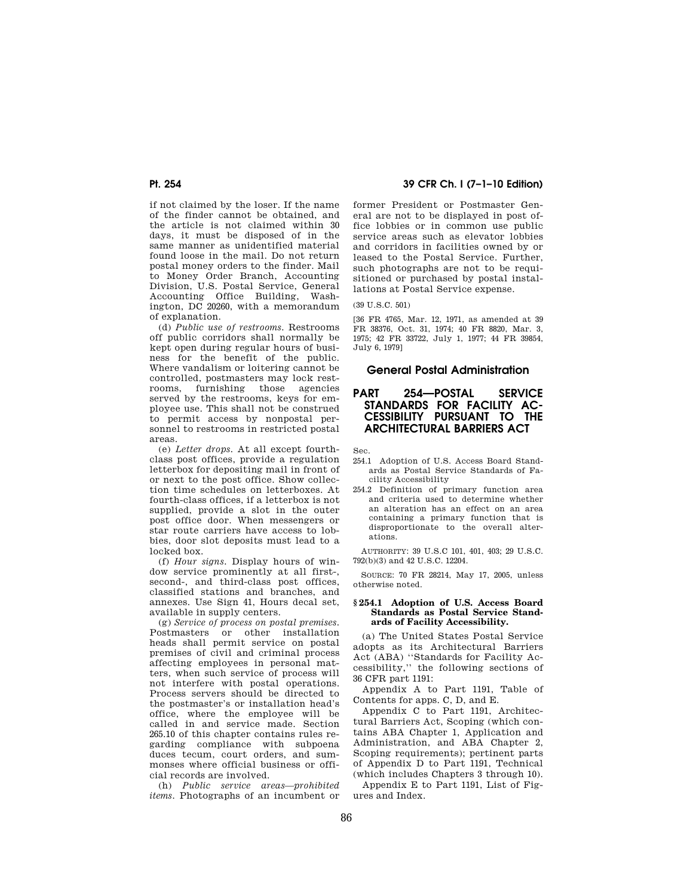if not claimed by the loser. If the name of the finder cannot be obtained, and the article is not claimed within 30 days, it must be disposed of in the same manner as unidentified material found loose in the mail. Do not return postal money orders to the finder. Mail to Money Order Branch, Accounting Division, U.S. Postal Service, General Accounting Office Building, Washington, DC 20260, with a memorandum of explanation.

(d) *Public use of restrooms.* Restrooms off public corridors shall normally be kept open during regular hours of business for the benefit of the public. Where vandalism or loitering cannot be controlled, postmasters may lock restrooms, furnishing those agencies served by the restrooms, keys for employee use. This shall not be construed to permit access by nonpostal personnel to restrooms in restricted postal areas.

(e) *Letter drops.* At all except fourth-class post offices, provide a regulation letterbox for depositing mail in front of or next to the post office. Show collection time schedules on letterboxes. At fourth-class offices, if a letterbox is not supplied, provide a slot in the outer post office door. When messengers or star route carriers have access to lobbies, door slot deposits must lead to a locked box.

(f) *Hour signs.* Display hours of window service prominently at all first-, second-, and third-class post offices, classified stations and branches, and annexes. Use Sign 41, Hours decal set, available in supply centers.

(g) *Service of process on postal premises.* Postmasters or other installation heads shall permit service on postal premises of civil and criminal process affecting employees in personal matters, when such service of process will not interfere with postal operations. Process servers should be directed to the postmaster's or installation head's office, where the employee will be called in and service made. Section 265.10 of this chapter contains rules regarding compliance with subpoena duces tecum, court orders, and summonses where official business or official records are involved.

(h) *Public service areas—prohibited items.* Photographs of an incumbent or former President or Postmaster General are not to be displayed in post office lobbies or in common use public service areas such as elevator lobbies and corridors in facilities owned by or leased to the Postal Service. Further, such photographs are not to be requisitioned or purchased by postal installations at Postal Service expense.

(39 U.S.C. 501)

[36 FR 4765, Mar. 12, 1971, as amended at 39 FR 38376, Oct. 31, 1974; 40 FR 8820, Mar. 3, 1975; 42 FR 33722, July 1, 1977; 44 FR 39854, July 6, 1979]

# General Postal Administration

## PART 254—POSTAL SERVICE STANDARDS FOR FACILITY ACCESSIBILITY PURSUANT TO THE ARCHITECTURAL BARRIERS ACT

Sec.

254.1 Adoption of U.S. Access Board Standards as Postal Service Standards of Facility Accessibility

254.2 Definition of primary function area and criteria used to determine whether an alteration has an effect on an area containing a primary function that is disproportionate to the overall alterations.

AUTHORITY: 39 U.S.C 101, 401, 403; 29 U.S.C. 792(b)(3) and 42 U.S.C. 12204.

SOURCE: 70 FR 28214, May 17, 2005, unless otherwise noted.

### § 254.1 Adoption of U.S. Access Board Standards as Postal Service Standards of Facility Accessibility.

(a) The United States Postal Service adopts as its Architectural Barriers Act (ABA) ''Standards for Facility Accessibility,'' the following sections of 36 CFR part 1191:

Appendix A to Part 1191, Table of Contents for apps. C, D, and E.

Appendix C to Part 1191, Architectural Barriers Act, Scoping (which contains ABA Chapter 1, Application and Administration, and ABA Chapter 2, Scoping requirements); pertinent parts of Appendix D to Part 1191, Technical (which includes Chapters 3 through 10).

Appendix E to Part 1191, List of Figures and Index.